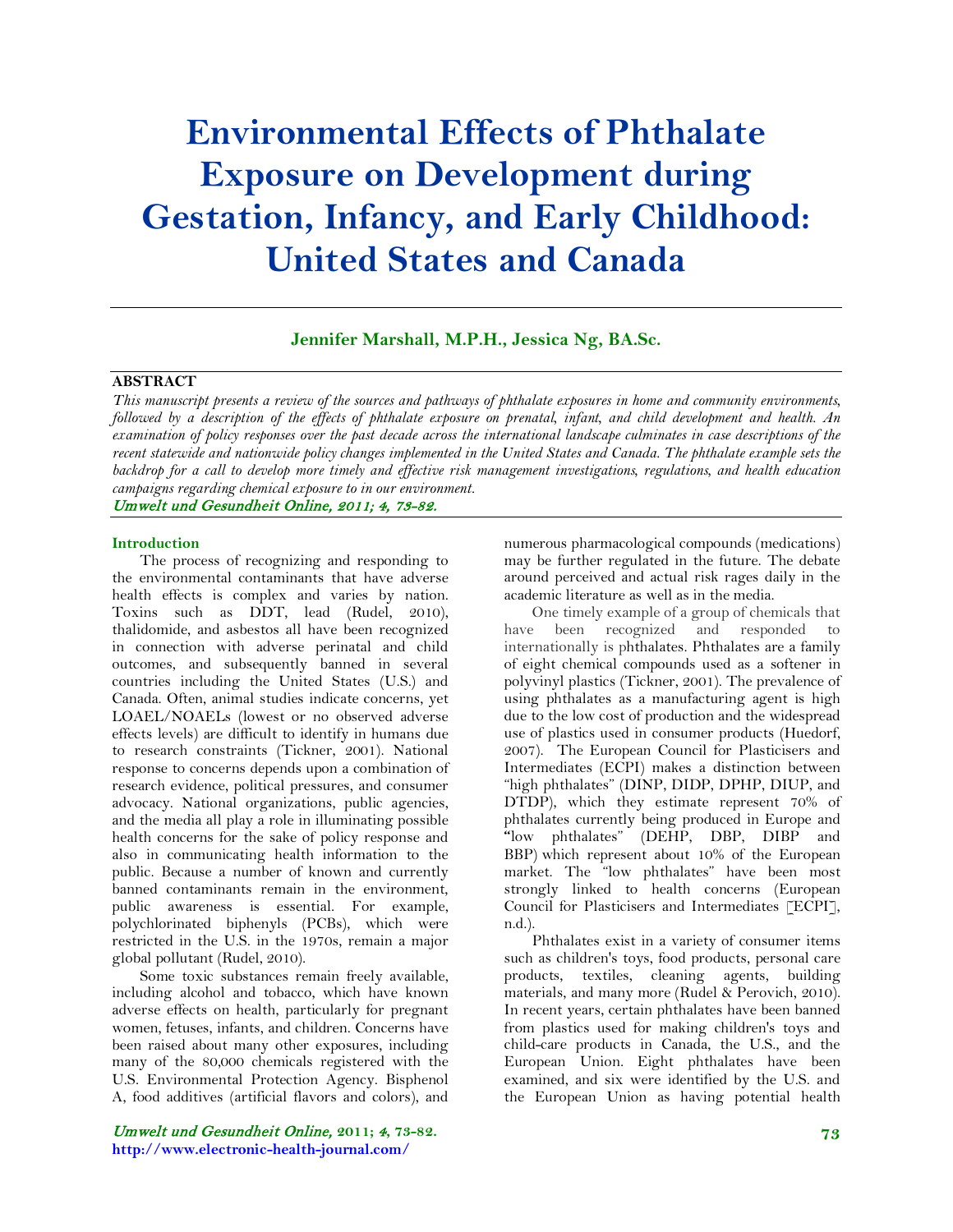# Environmental Effects of Phthalate Exposure on Development during Gestation, Infancy, and Early Childhood: United States and Canada

**Jennifer Marshall, M.P.H., Jessica Ng, BA.Sc.**

## ABSTRACT

*This manuscript presents a review of the sources and pathways of phthalate exposures in home and community environments, followed by a description of the effects of phthalate exposure on prenatal, infant, and child development and health. An examination of policy responses over the past decade across the international landscape culminates in case descriptions of the recent statewide and nationwide policy changes implemented in the United States and Canada. The phthalate example sets the backdrop for a call to develop more timely and effective risk management investigations, regulations, and health education campaigns regarding chemical exposure to in our environment.*

*Umwelt und Gesundheit Online, 2011; 4, 73-82.*

## Introduction

The process of recognizing and responding to the environmental contaminants that have adverse health effects is complex and varies by nation. Toxins such as DDT, lead (Rudel, 2010), thalidomide, and asbestos all have been recognized in connection with adverse perinatal and child outcomes, and subsequently banned in several countries including the United States (U.S.) and Canada. Often, animal studies indicate concerns, yet LOAEL/NOAELs (lowest or no observed adverse effects levels) are difficult to identify in humans due to research constraints (Tickner, 2001). National response to concerns depends upon a combination of research evidence, political pressures, and consumer advocacy. National organizations, public agencies, and the media all play a role in illuminating possible health concerns for the sake of policy response and also in communicating health information to the public. Because a number of known and currently banned contaminants remain in the environment, public awareness is essential. For example, polychlorinated biphenyls (PCBs), which were restricted in the U.S. in the 1970s, remain a major global pollutant (Rudel, 2010).

Some toxic substances remain freely available, including alcohol and tobacco, which have known adverse effects on health, particularly for pregnant women, fetuses, infants, and children. Concerns have been raised about many other exposures, including many of the 80,000 chemicals registered with the U.S. Environmental Protection Agency. Bisphenol A, food additives (artificial flavors and colors), and numerous pharmacological compounds (medications) may be further regulated in the future. The debate around perceived and actual risk rages daily in the academic literature as well as in the media.

One timely example of a group of chemicals that have been recognized and responded to internationally is phthalates. Phthalates are a family of eight chemical compounds used as a softener in polyvinyl plastics (Tickner, 2001). The prevalence of using phthalates as a manufacturing agent is high due to the low cost of production and the widespread use of plastics used in consumer products (Huedorf, 2007). The European Council for Plasticisers and Intermediates (ECPI) makes a distinction between "high phthalates" (DINP, DIDP, DPHP, DIUP, and DTDP), which they estimate represent 70% of phthalates currently being produced in Europe and "low phthalates" (DEHP, DBP, DIBP and BBP) which represent about 10% of the European market. The "low phthalates" have been most strongly linked to health concerns (European Council for Plasticisers and Intermediates [ECPI], n.d.).

Phthalates exist in a variety of consumer items such as children's toys, food products, personal care products, textiles, cleaning agents, building materials, and many more (Rudel & Perovich, 2010). In recent years, certain phthalates have been banned from plastics used for making children's toys and child-care products in Canada, the U.S., and the European Union. Eight phthalates have been examined, and six were identified by the U.S. and the European Union as having potential health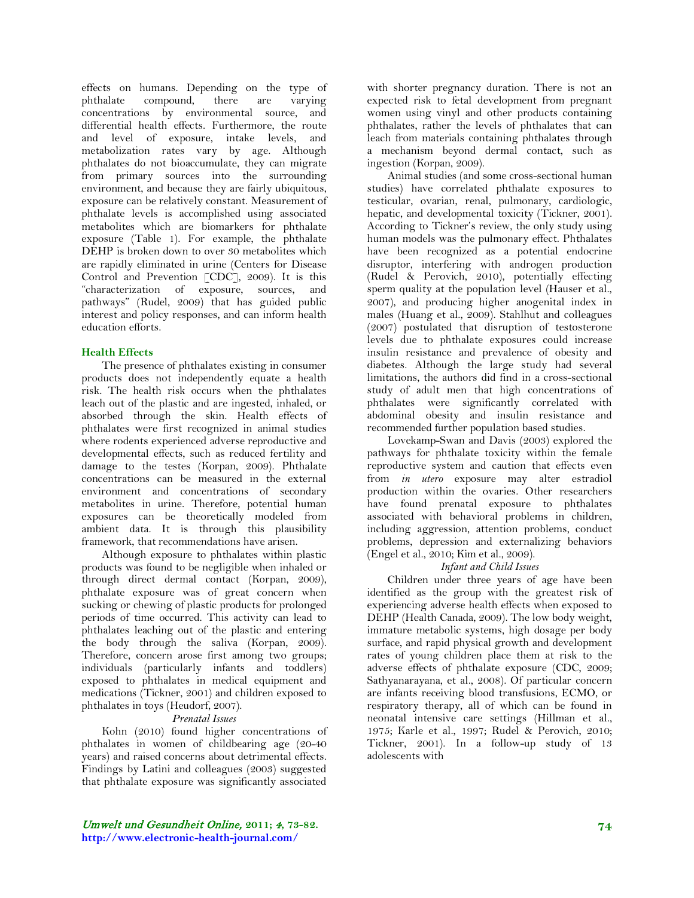effects on humans. Depending on the type of phthalate compound, there are varying concentrations by environmental source, and differential health effects. Furthermore, the route and level of exposure, intake levels, and metabolization rates vary by age. Although phthalates do not bioaccumulate, they can migrate from primary sources into the surrounding environment, and because they are fairly ubiquitous, exposure can be relatively constant. Measurement of phthalate levels is accomplished using associated metabolites which are biomarkers for phthalate exposure (Table 1). For example, the phthalate DEHP is broken down to over 30 metabolites which are rapidly eliminated in urine (Centers for Disease Control and Prevention [CDC], 2009). It is this "characterization of exposure, sources, and pathways" (Rudel, 2009) that has guided public interest and policy responses, and can inform health education efforts.

## Health Effects

The presence of phthalates existing in consumer products does not independently equate a health risk. The health risk occurs when the phthalates leach out of the plastic and are ingested, inhaled, or absorbed through the skin. Health effects of phthalates were first recognized in animal studies where rodents experienced adverse reproductive and developmental effects, such as reduced fertility and damage to the testes (Korpan, 2009). Phthalate concentrations can be measured in the external environment and concentrations of secondary metabolites in urine. Therefore, potential human exposures can be theoretically modeled from ambient data. It is through this plausibility framework, that recommendations have arisen.

Although exposure to phthalates within plastic products was found to be negligible when inhaled or through direct dermal contact (Korpan, 2009), phthalate exposure was of great concern when sucking or chewing of plastic products for prolonged periods of time occurred. This activity can lead to phthalates leaching out of the plastic and entering the body through the saliva (Korpan, 2009). Therefore, concern arose first among two groups; individuals (particularly infants and toddlers) exposed to phthalates in medical equipment and medications (Tickner, 2001) and children exposed to phthalates in toys (Heudorf, 2007).

### *Prenatal Issues*

Kohn (2010) found higher concentrations of phthalates in women of childbearing age (20-40 years) and raised concerns about detrimental effects. Findings by Latini and colleagues (2003) suggested that phthalate exposure was significantly associated with shorter pregnancy duration. There is not an expected risk to fetal development from pregnant women using vinyl and other products containing phthalates, rather the levels of phthalates that can leach from materials containing phthalates through a mechanism beyond dermal contact, such as ingestion (Korpan, 2009).

Animal studies (and some cross-sectional human studies) have correlated phthalate exposures to testicular, ovarian, renal, pulmonary, cardiologic, hepatic, and developmental toxicity (Tickner, 2001). According to Tickner's review, the only study using human models was the pulmonary effect. Phthalates have been recognized as a potential endocrine disruptor, interfering with androgen production (Rudel & Perovich, 2010), potentially effecting sperm quality at the population level (Hauser et al., 2007), and producing higher anogenital index in males (Huang et al., 2009). Stahlhut and colleagues (2007) postulated that disruption of testosterone levels due to phthalate exposures could increase insulin resistance and prevalence of obesity and diabetes. Although the large study had several limitations, the authors did find in a cross-sectional study of adult men that high concentrations of phthalates were significantly correlated with abdominal obesity and insulin resistance and recommended further population based studies.

Lovekamp-Swan and Davis (2003) explored the pathways for phthalate toxicity within the female reproductive system and caution that effects even from *in utero* exposure may alter estradiol production within the ovaries. Other researchers have found prenatal exposure to phthalates associated with behavioral problems in children, including aggression, attention problems, conduct problems, depression and externalizing behaviors (Engel et al., 2010; Kim et al., 2009).

### *Infant and Child Issues*

Children under three years of age have been identified as the group with the greatest risk of experiencing adverse health effects when exposed to DEHP (Health Canada, 2009). The low body weight, immature metabolic systems, high dosage per body surface, and rapid physical growth and development rates of young children place them at risk to the adverse effects of phthalate exposure (CDC, 2009; Sathyanarayana, et al., 2008). Of particular concern are infants receiving blood transfusions, ECMO, or respiratory therapy, all of which can be found in neonatal intensive care settings (Hillman et al., 1975; Karle et al., 1997; Rudel & Perovich, 2010; Tickner, 2001). In a follow-up study of 13 adolescents with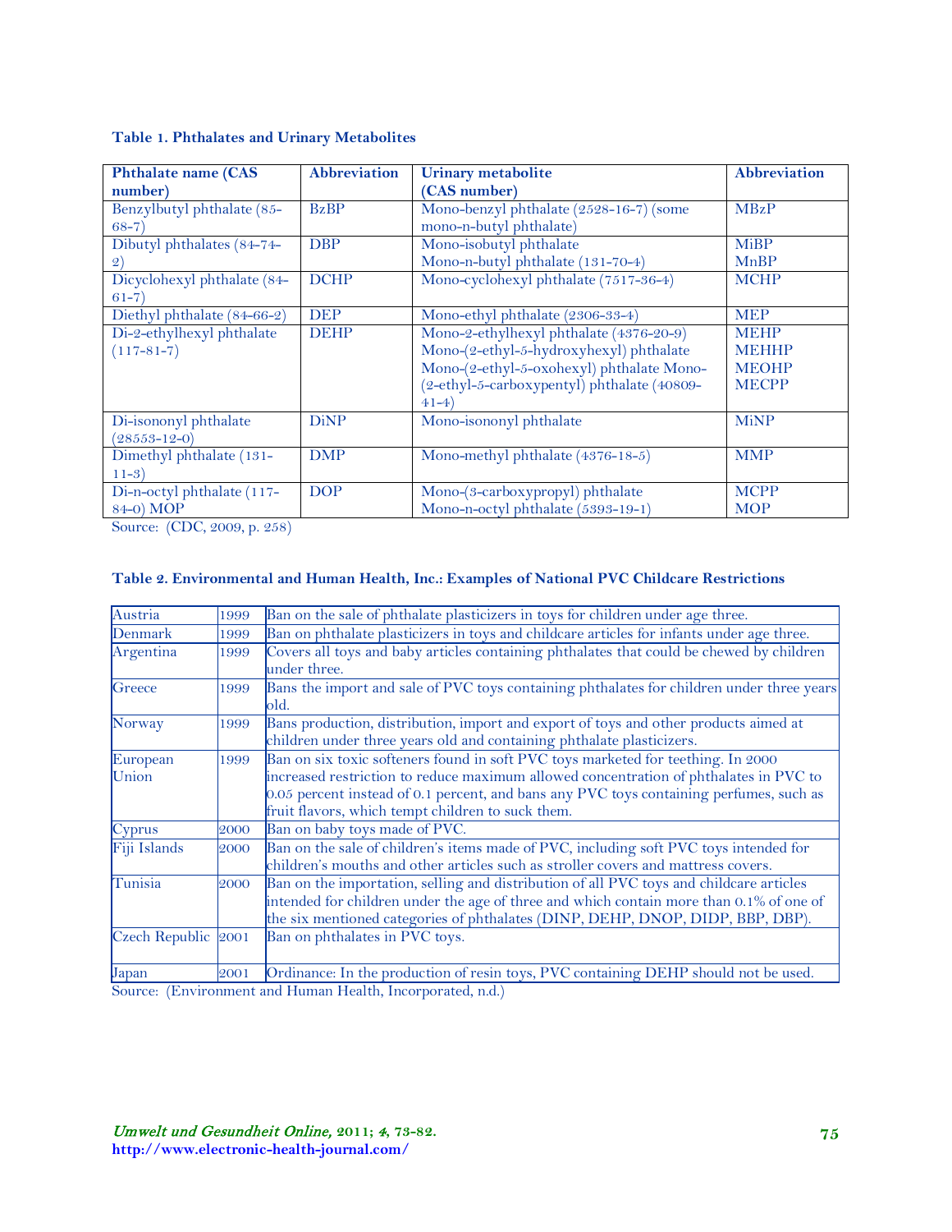**Table 1. Phthalates and Urinary Metabolites**

| Phthalate name (CAS number) | Abbreviation | Urinary metabolite (CAS number) | Abbreviation |
|---|---|---|---|
| Benzylbutyl phthalate (85-68-7) | BzBP | Mono-benzyl phthalate (2528-16-7) (some mono-n-butyl phthalate) | MBzP |
| Dibutyl phthalates (84-74-2) | DBP | Mono-isobutyl phthalate<br>Mono-n-butyl phthalate (131-70-4) | MiBP<br>MnBP |
| Dicyclohexyl phthalate (84-61-7) | DCHP | Mono-cyclohexyl phthalate (7517-36-4) | MCHP |
| Diethyl phthalate (84-66-2) | DEP | Mono-ethyl phthalate (2306-33-4) | MEP |
| Di-2-ethylhexyl phthalate (117-81-7) | DEHP | Mono-2-ethylhexyl phthalate (4376-20-9)<br>Mono-(2-ethyl-5-hydroxyhexyl) phthalate<br>Mono-(2-ethyl-5-oxohexyl) phthalate Mono-(2-ethyl-5-carboxypentyl) phthalate (40809-41-4) | MEHP<br>MEHHP<br>MEOHP<br>MECPP |
| Di-isononyl phthalate (28553-12-0) | DiNP | Mono-isononyl phthalate | MiNP |
| Dimethyl phthalate (131-11-3) | DMP | Mono-methyl phthalate (4376-18-5) | MMP |
| Di-n-octyl phthalate (117-84-0) MOP | DOP | Mono-(3-carboxypropyl) phthalate<br>Mono-n-octyl phthalate (5393-19-1) | MCPP<br>MOP |

Source: (CDC, 2009, p. 258)

**Table 2. Environmental and Human Health, Inc.: Examples of National PVC Childcare Restrictions**

| | | |
|---|---|---|
| Austria | 1999 | Ban on the sale of phthalate plasticizers in toys for children under age three. |
| Denmark | 1999 | Ban on phthalate plasticizers in toys and childcare articles for infants under age three. |
| Argentina | 1999 | Covers all toys and baby articles containing phthalates that could be chewed by children under three. |
| Greece | 1999 | Bans the import and sale of PVC toys containing phthalates for children under three years old. |
| Norway | 1999 | Bans production, distribution, import and export of toys and other products aimed at children under three years old and containing phthalate plasticizers. |
| European Union | 1999 | Ban on six toxic softeners found in soft PVC toys marketed for teething. In 2000 increased restriction to reduce maximum allowed concentration of phthalates in PVC to 0.05 percent instead of 0.1 percent, and bans any PVC toys containing perfumes, such as fruit flavors, which tempt children to suck them. |
| Cyprus | 2000 | Ban on baby toys made of PVC. |
| Fiji Islands | 2000 | Ban on the sale of children's items made of PVC, including soft PVC toys intended for children's mouths and other articles such as stroller covers and mattress covers. |
| Tunisia | 2000 | Ban on the importation, selling and distribution of all PVC toys and childcare articles intended for children under the age of three and which contain more than 0.1% of one of the six mentioned categories of phthalates (DINP, DEHP, DNOP, DIDP, BBP, DBP). |
| Czech Republic | 2001 | Ban on phthalates in PVC toys. |
| Japan | 2001 | Ordinance: In the production of resin toys, PVC containing DEHP should not be used. |

Source: (Environment and Human Health, Incorporated, n.d.)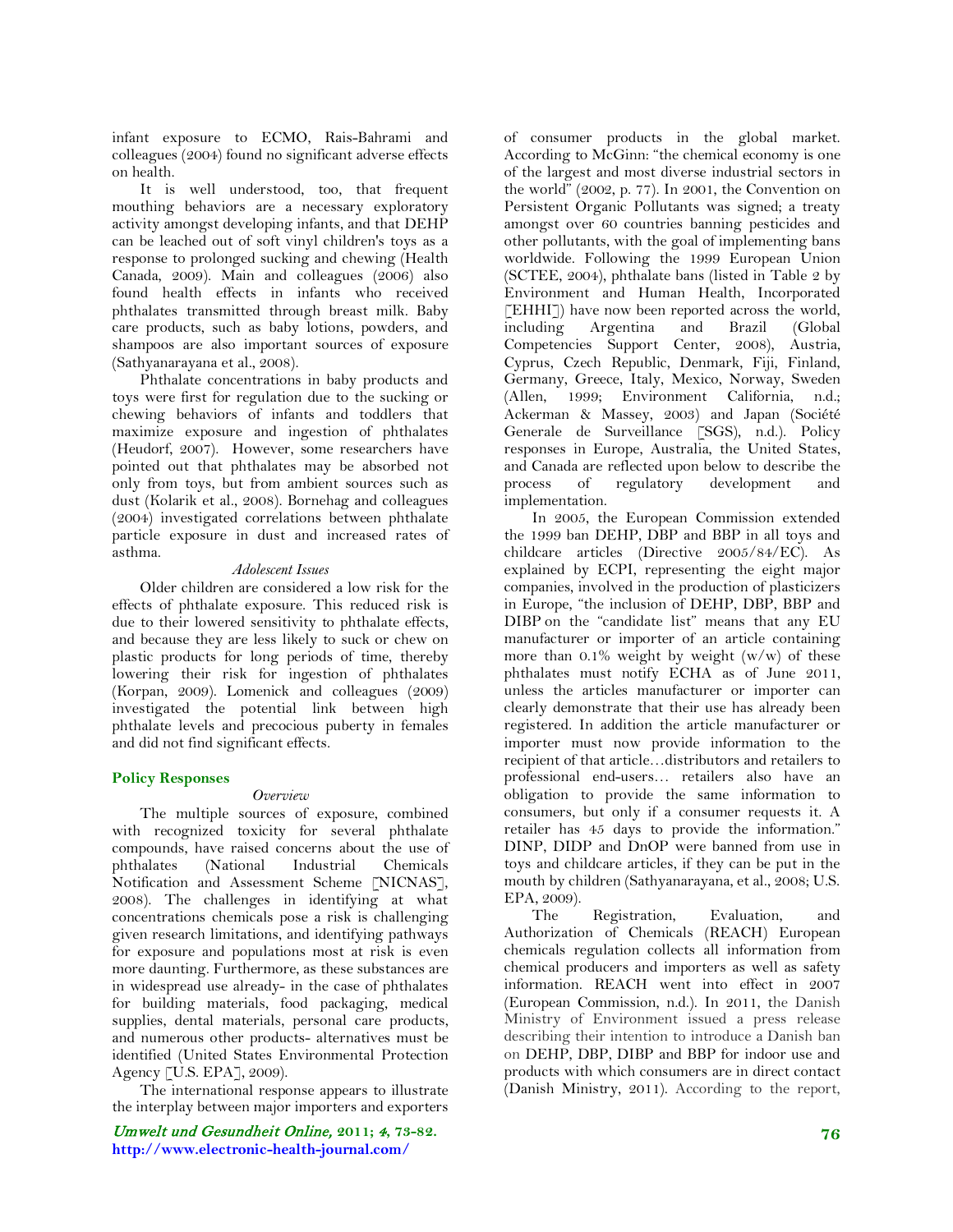infant exposure to ECMO, Rais-Bahrami and colleagues (2004) found no significant adverse effects on health.

It is well understood, too, that frequent mouthing behaviors are a necessary exploratory activity amongst developing infants, and that DEHP can be leached out of soft vinyl children's toys as a response to prolonged sucking and chewing (Health Canada, 2009). Main and colleagues (2006) also found health effects in infants who received phthalates transmitted through breast milk. Baby care products, such as baby lotions, powders, and shampoos are also important sources of exposure (Sathyanarayana et al., 2008).

Phthalate concentrations in baby products and toys were first for regulation due to the sucking or chewing behaviors of infants and toddlers that maximize exposure and ingestion of phthalates (Heudorf, 2007). However, some researchers have pointed out that phthalates may be absorbed not only from toys, but from ambient sources such as dust (Kolarik et al., 2008). Bornehag and colleagues (2004) investigated correlations between phthalate particle exposure in dust and increased rates of asthma.

*Adolescent Issues*

Older children are considered a low risk for the effects of phthalate exposure. This reduced risk is due to their lowered sensitivity to phthalate effects, and because they are less likely to suck or chew on plastic products for long periods of time, thereby lowering their risk for ingestion of phthalates (Korpan, 2009). Lomenick and colleagues (2009) investigated the potential link between high phthalate levels and precocious puberty in females and did not find significant effects.

## Policy Responses

*Overview*

The multiple sources of exposure, combined with recognized toxicity for several phthalate compounds, have raised concerns about the use of phthalates (National Industrial Chemicals Notification and Assessment Scheme [NICNAS], 2008). The challenges in identifying at what concentrations chemicals pose a risk is challenging given research limitations, and identifying pathways for exposure and populations most at risk is even more daunting. Furthermore, as these substances are in widespread use already- in the case of phthalates for building materials, food packaging, medical supplies, dental materials, personal care products, and numerous other products- alternatives must be identified (United States Environmental Protection Agency [U.S. EPA], 2009).

The international response appears to illustrate the interplay between major importers and exporters of consumer products in the global market. According to McGinn: "the chemical economy is one of the largest and most diverse industrial sectors in the world" (2002, p. 77). In 2001, the Convention on Persistent Organic Pollutants was signed; a treaty amongst over 60 countries banning pesticides and other pollutants, with the goal of implementing bans worldwide. Following the 1999 European Union (SCTEE, 2004), phthalate bans (listed in Table 2 by Environment and Human Health, Incorporated [EHHI]) have now been reported across the world, including Argentina and Brazil (Global Competencies Support Center, 2008), Austria, Cyprus, Czech Republic, Denmark, Fiji, Finland, Germany, Greece, Italy, Mexico, Norway, Sweden (Allen, 1999; Environment California, n.d.; Ackerman & Massey, 2003) and Japan (Société Generale de Surveillance [SGS], n.d.). Policy responses in Europe, Australia, the United States, and Canada are reflected upon below to describe the process of regulatory development and implementation.

In 2005, the European Commission extended the 1999 ban DEHP, DBP and BBP in all toys and childcare articles (Directive 2005/84/EC). As explained by ECPI, representing the eight major companies, involved in the production of plasticizers in Europe, "the inclusion of DEHP, DBP, BBP and DIBP on the "candidate list" means that any EU manufacturer or importer of an article containing more than 0.1% weight by weight (w/w) of these phthalates must notify ECHA as of June 2011, unless the articles manufacturer or importer can clearly demonstrate that their use has already been registered. In addition the article manufacturer or importer must now provide information to the recipient of that article…distributors and retailers to professional end-users… retailers also have an obligation to provide the same information to consumers, but only if a consumer requests it. A retailer has 45 days to provide the information." DINP, DIDP and DnOP were banned from use in toys and childcare articles, if they can be put in the mouth by children (Sathyanarayana, et al., 2008; U.S. EPA, 2009).

The Registration, Evaluation, and Authorization of Chemicals (REACH) European chemicals regulation collects all information from chemical producers and importers as well as safety information. REACH went into effect in 2007 (European Commission, n.d.). In 2011, the Danish Ministry of Environment issued a press release describing their intention to introduce a Danish ban on DEHP, DBP, DIBP and BBP for indoor use and products with which consumers are in direct contact (Danish Ministry, 2011). According to the report,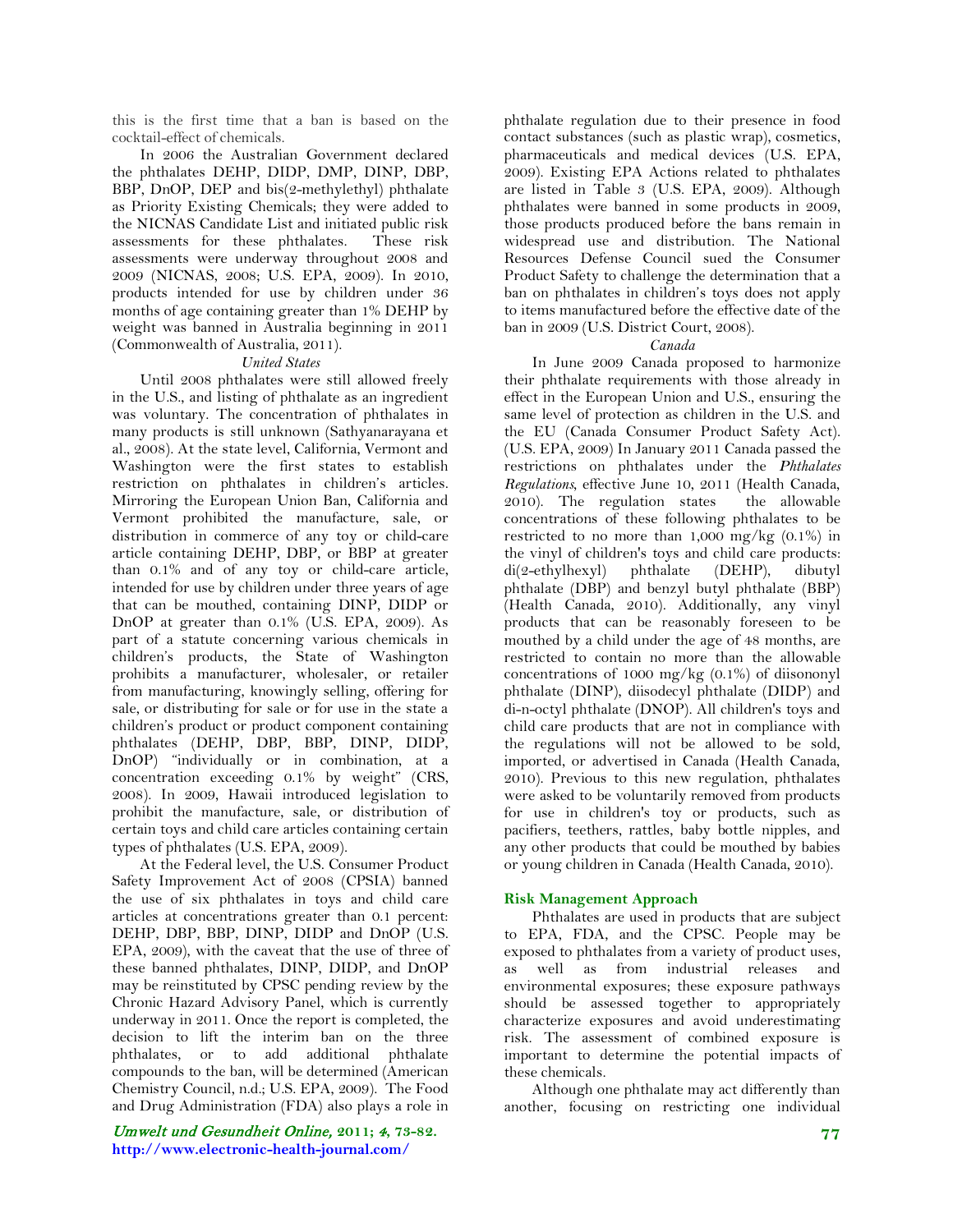this is the first time that a ban is based on the cocktail-effect of chemicals.

In 2006 the Australian Government declared the phthalates DEHP, DIDP, DMP, DINP, DBP, BBP, DnOP, DEP and bis(2-methylethyl) phthalate as Priority Existing Chemicals; they were added to the NICNAS Candidate List and initiated public risk assessments for these phthalates. These risk assessments were underway throughout 2008 and 2009 (NICNAS, 2008; U.S. EPA, 2009). In 2010, products intended for use by children under 36 months of age containing greater than 1% DEHP by weight was banned in Australia beginning in 2011 (Commonwealth of Australia, 2011).

*United States*

Until 2008 phthalates were still allowed freely in the U.S., and listing of phthalate as an ingredient was voluntary. The concentration of phthalates in many products is still unknown (Sathyanarayana et al., 2008). At the state level, California, Vermont and Washington were the first states to establish restriction on phthalates in children's articles. Mirroring the European Union Ban, California and Vermont prohibited the manufacture, sale, or distribution in commerce of any toy or child-care article containing DEHP, DBP, or BBP at greater than 0.1% and of any toy or child-care article, intended for use by children under three years of age that can be mouthed, containing DINP, DIDP or DnOP at greater than 0.1% (U.S. EPA, 2009). As part of a statute concerning various chemicals in children's products, the State of Washington prohibits a manufacturer, wholesaler, or retailer from manufacturing, knowingly selling, offering for sale, or distributing for sale or for use in the state a children's product or product component containing phthalates (DEHP, DBP, BBP, DINP, DIDP, DnOP) "individually or in combination, at a concentration exceeding 0.1% by weight" (CRS, 2008). In 2009, Hawaii introduced legislation to prohibit the manufacture, sale, or distribution of certain toys and child care articles containing certain types of phthalates (U.S. EPA, 2009).

At the Federal level, the U.S. Consumer Product Safety Improvement Act of 2008 (CPSIA) banned the use of six phthalates in toys and child care articles at concentrations greater than 0.1 percent: DEHP, DBP, BBP, DINP, DIDP and DnOP (U.S. EPA, 2009), with the caveat that the use of three of these banned phthalates, DINP, DIDP, and DnOP may be reinstituted by CPSC pending review by the Chronic Hazard Advisory Panel, which is currently underway in 2011. Once the report is completed, the decision to lift the interim ban on the three phthalates, or to add additional phthalate compounds to the ban, will be determined (American Chemistry Council, n.d.; U.S. EPA, 2009). The Food and Drug Administration (FDA) also plays a role in phthalate regulation due to their presence in food contact substances (such as plastic wrap), cosmetics, pharmaceuticals and medical devices (U.S. EPA, 2009). Existing EPA Actions related to phthalates are listed in Table 3 (U.S. EPA, 2009). Although phthalates were banned in some products in 2009, those products produced before the bans remain in widespread use and distribution. The National Resources Defense Council sued the Consumer Product Safety to challenge the determination that a ban on phthalates in children's toys does not apply to items manufactured before the effective date of the ban in 2009 (U.S. District Court, 2008).

*Canada*

In June 2009 Canada proposed to harmonize their phthalate requirements with those already in effect in the European Union and U.S., ensuring the same level of protection as children in the U.S. and the EU (Canada Consumer Product Safety Act). (U.S. EPA, 2009) In January 2011 Canada passed the restrictions on phthalates under the *Phthalates Regulations*, effective June 10, 2011 (Health Canada, 2010). The regulation states the allowable concentrations of these following phthalates to be restricted to no more than 1,000 mg/kg (0.1%) in the vinyl of children's toys and child care products: di(2-ethylhexyl) phthalate (DEHP), dibutyl phthalate (DBP) and benzyl butyl phthalate (BBP) (Health Canada, 2010). Additionally, any vinyl products that can be reasonably foreseen to be mouthed by a child under the age of 48 months, are restricted to contain no more than the allowable concentrations of 1000 mg/kg (0.1%) of diisononyl phthalate (DINP), diisodecyl phthalate (DIDP) and di-n-octyl phthalate (DNOP). All children's toys and child care products that are not in compliance with the regulations will not be allowed to be sold, imported, or advertised in Canada (Health Canada, 2010). Previous to this new regulation, phthalates were asked to be voluntarily removed from products for use in children's toy or products, such as pacifiers, teethers, rattles, baby bottle nipples, and any other products that could be mouthed by babies or young children in Canada (Health Canada, 2010).

## Risk Management Approach

Phthalates are used in products that are subject to EPA, FDA, and the CPSC. People may be exposed to phthalates from a variety of product uses, as well as from industrial releases and environmental exposures; these exposure pathways should be assessed together to appropriately characterize exposures and avoid underestimating risk. The assessment of combined exposure is important to determine the potential impacts of these chemicals.

Although one phthalate may act differently than another, focusing on restricting one individual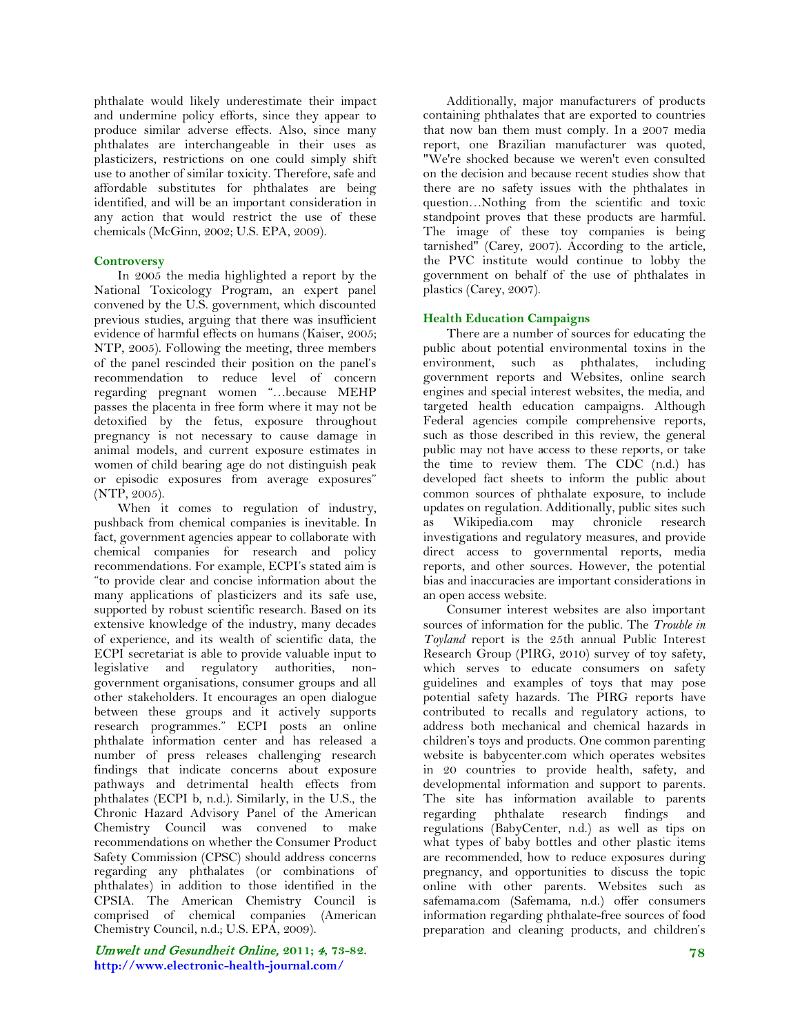phthalate would likely underestimate their impact and undermine policy efforts, since they appear to produce similar adverse effects. Also, since many phthalates are interchangeable in their uses as plasticizers, restrictions on one could simply shift use to another of similar toxicity. Therefore, safe and affordable substitutes for phthalates are being identified, and will be an important consideration in any action that would restrict the use of these chemicals (McGinn, 2002; U.S. EPA, 2009).

## Controversy

In 2005 the media highlighted a report by the National Toxicology Program, an expert panel convened by the U.S. government, which discounted previous studies, arguing that there was insufficient evidence of harmful effects on humans (Kaiser, 2005; NTP, 2005). Following the meeting, three members of the panel rescinded their position on the panel's recommendation to reduce level of concern regarding pregnant women "…because MEHP passes the placenta in free form where it may not be detoxified by the fetus, exposure throughout pregnancy is not necessary to cause damage in animal models, and current exposure estimates in women of child bearing age do not distinguish peak or episodic exposures from average exposures" (NTP, 2005).

When it comes to regulation of industry, pushback from chemical companies is inevitable. In fact, government agencies appear to collaborate with chemical companies for research and policy recommendations. For example, ECPI's stated aim is "to provide clear and concise information about the many applications of plasticizers and its safe use, supported by robust scientific research. Based on its extensive knowledge of the industry, many decades of experience, and its wealth of scientific data, the ECPI secretariat is able to provide valuable input to legislative and regulatory authorities, non-government organisations, consumer groups and all other stakeholders. It encourages an open dialogue between these groups and it actively supports research programmes." ECPI posts an online phthalate information center and has released a number of press releases challenging research findings that indicate concerns about exposure pathways and detrimental health effects from phthalates (ECPI b, n.d.). Similarly, in the U.S., the Chronic Hazard Advisory Panel of the American Chemistry Council was convened to make recommendations on whether the Consumer Product Safety Commission (CPSC) should address concerns regarding any phthalates (or combinations of phthalates) in addition to those identified in the CPSIA. The American Chemistry Council is comprised of chemical companies (American Chemistry Council, n.d.; U.S. EPA, 2009).

Additionally, major manufacturers of products containing phthalates that are exported to countries that now ban them must comply. In a 2007 media report, one Brazilian manufacturer was quoted, "We're shocked because we weren't even consulted on the decision and because recent studies show that there are no safety issues with the phthalates in question…Nothing from the scientific and toxic standpoint proves that these products are harmful. The image of these toy companies is being tarnished" (Carey, 2007). According to the article, the PVC institute would continue to lobby the government on behalf of the use of phthalates in plastics (Carey, 2007).

## Health Education Campaigns

There are a number of sources for educating the public about potential environmental toxins in the environment, such as phthalates, including government reports and Websites, online search engines and special interest websites, the media, and targeted health education campaigns. Although Federal agencies compile comprehensive reports, such as those described in this review, the general public may not have access to these reports, or take the time to review them. The CDC (n.d.) has developed fact sheets to inform the public about common sources of phthalate exposure, to include updates on regulation. Additionally, public sites such as Wikipedia.com may chronicle research investigations and regulatory measures, and provide direct access to governmental reports, media reports, and other sources. However, the potential bias and inaccuracies are important considerations in an open access website.

Consumer interest websites are also important sources of information for the public. The *Trouble in Toyland* report is the 25th annual Public Interest Research Group (PIRG, 2010) survey of toy safety, which serves to educate consumers on safety guidelines and examples of toys that may pose potential safety hazards. The PIRG reports have contributed to recalls and regulatory actions, to address both mechanical and chemical hazards in children's toys and products. One common parenting website is babycenter.com which operates websites in 20 countries to provide health, safety, and developmental information and support to parents. The site has information available to parents regarding phthalate research findings and regulations (BabyCenter, n.d.) as well as tips on what types of baby bottles and other plastic items are recommended, how to reduce exposures during pregnancy, and opportunities to discuss the topic online with other parents. Websites such as safemama.com (Safemama, n.d.) offer consumers information regarding phthalate-free sources of food preparation and cleaning products, and children's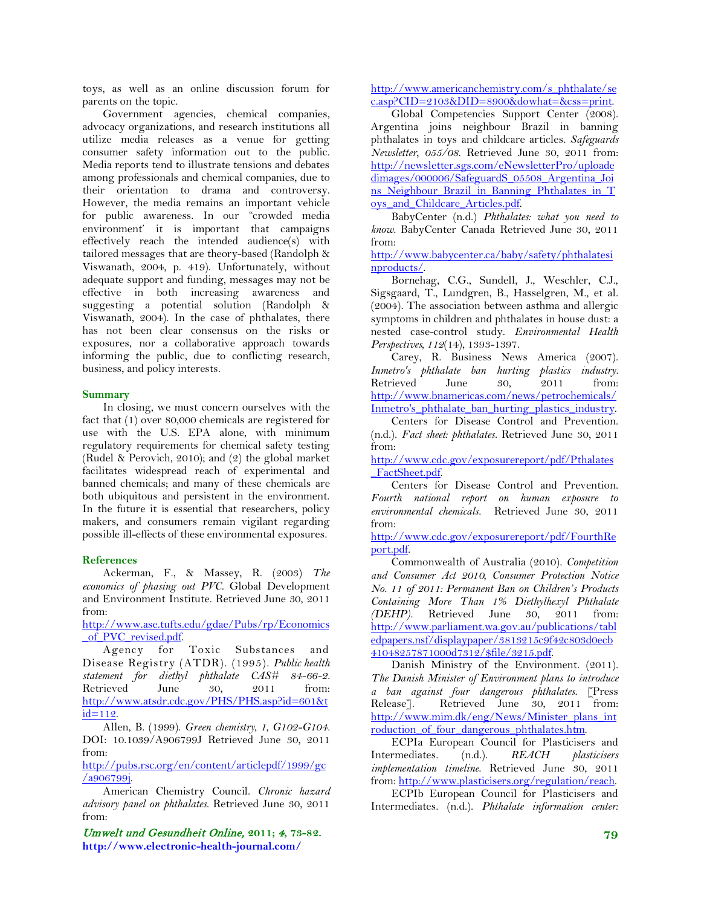toys, as well as an online discussion forum for parents on the topic.

Government agencies, chemical companies, advocacy organizations, and research institutions all utilize media releases as a venue for getting consumer safety information out to the public. Media reports tend to illustrate tensions and debates among professionals and chemical companies, due to their orientation to drama and controversy. However, the media remains an important vehicle for public awareness. In our "crowded media environment' it is important that campaigns effectively reach the intended audience(s) with tailored messages that are theory-based (Randolph & Viswanath, 2004, p. 419). Unfortunately, without adequate support and funding, messages may not be effective in both increasing awareness and suggesting a potential solution (Randolph & Viswanath, 2004). In the case of phthalates, there has not been clear consensus on the risks or exposures, nor a collaborative approach towards informing the public, due to conflicting research, business, and policy interests.

## Summary

In closing, we must concern ourselves with the fact that (1) over 80,000 chemicals are registered for use with the U.S. EPA alone, with minimum regulatory requirements for chemical safety testing (Rudel & Perovich, 2010); and (2) the global market facilitates widespread reach of experimental and banned chemicals; and many of these chemicals are both ubiquitous and persistent in the environment. In the future it is essential that researchers, policy makers, and consumers remain vigilant regarding possible ill-effects of these environmental exposures.

## References

Ackerman, F., & Massey, R. (2003) *The economics of phasing out PVC*. Global Development and Environment Institute. Retrieved June 30, 2011 from: http://www.ase.tufts.edu/gdae/Pubs/rp/Economics_of_PVC_revised.pdf.

Agency for Toxic Substances and Disease Registry (ATDR). (1995). *Public health statement for diethyl phthalate CAS# 84-66-2*. Retrieved June 30, 2011 from: http://www.atsdr.cdc.gov/PHS/PHS.asp?id=601&tid=112.

Allen, B. (1999). *Green chemistry, 1, G102-G104*. DOI: 10.1039/A906799J Retrieved June 30, 2011 from: http://pubs.rsc.org/en/content/articlepdf/1999/gc/a906799j.

American Chemistry Council. *Chronic hazard advisory panel on phthalates*. Retrieved June 30, 2011 from: http://www.americanchemistry.com/s_phthalate/sec.asp?CID=2103&DID=8900&dowhat=&css=print.

Global Competencies Support Center (2008). Argentina joins neighbour Brazil in banning phthalates in toys and childcare articles. *Safeguards Newsletter, 055/08*. Retrieved June 30, 2011 from: http://newsletter.sgs.com/eNewsletterPro/uploadedimages/000006/SafeguardS_05508_Argentina_Joins_Neighbour_Brazil_in_Banning_Phthalates_in_Toys_and_Childcare_Articles.pdf.

BabyCenter (n.d.) *Phthalates: what you need to know*. BabyCenter Canada Retrieved June 30, 2011 from: http://www.babycenter.ca/baby/safety/phthalatesinproducts/.

Bornehag, C.G., Sundell, J., Weschler, C.J., Sigsgaard, T., Lundgren, B., Hasselgren, M., et al. (2004). The association between asthma and allergic symptoms in children and phthalates in house dust: a nested case-control study. *Environmental Health Perspectives, 112*(14), 1393-1397.

Carey, R. Business News America (2007). *Inmetro's phthalate ban hurting plastics industry*. Retrieved June 30, 2011 from: http://www.bnamericas.com/news/petrochemicals/Inmetro's_phthalate_ban_hurting_plastics_industry.

Centers for Disease Control and Prevention. (n.d.). *Fact sheet: phthalates*. Retrieved June 30, 2011 from: http://www.cdc.gov/exposurereport/pdf/Pthalates_FactSheet.pdf.

Centers for Disease Control and Prevention. *Fourth national report on human exposure to environmental chemicals*. Retrieved June 30, 2011 from: http://www.cdc.gov/exposurereport/pdf/FourthReport.pdf.

Commonwealth of Australia (2010). *Competition and Consumer Act 2010, Consumer Protection Notice No. 11 of 2011: Permanent Ban on Children's Products Containing More Than 1% Diethylhexyl Phthalate (DEHP)*. Retrieved June 30, 2011 from: http://www.parliament.wa.gov.au/publications/tabledpapers.nsf/displaypaper/3813215c9f42c803d0ecb41048257871000d7312/$file/3215.pdf.

Danish Ministry of the Environment. (2011). *The Danish Minister of Environment plans to introduce a ban against four dangerous phthalates*. [Press Release]. Retrieved June 30, 2011 from: http://www.mim.dk/eng/News/Minister_plans_introduction_of_four_dangerous_phthalates.htm.

ECPIa European Council for Plasticisers and Intermediates. (n.d.). *REACH plasticisers implementation timeline*. Retrieved June 30, 2011 from: http://www.plasticisers.org/regulation/reach.

ECPIb European Council for Plasticisers and Intermediates. (n.d.). *Phthalate information center:*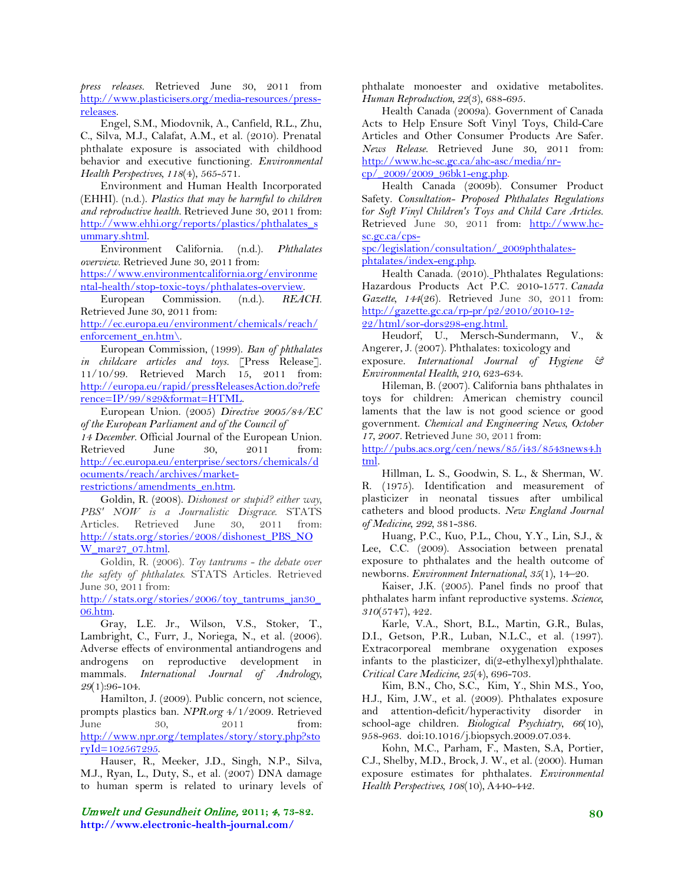*press releases*. Retrieved June 30, 2011 from http://www.plasticisers.org/media-resources/press-releases.

Engel, S.M., Miodovnik, A., Canfield, R.L., Zhu, C., Silva, M.J., Calafat, A.M., et al. (2010). Prenatal phthalate exposure is associated with childhood behavior and executive functioning. *Environmental Health Perspectives*, *118*(4), 565-571.

Environment and Human Health Incorporated (EHHI). (n.d.). *Plastics that may be harmful to children and reproductive health*. Retrieved June 30, 2011 from: http://www.ehhi.org/reports/plastics/phthalates_summary.shtml.

Environment California. (n.d.). *Phthalates overview*. Retrieved June 30, 2011 from: https://www.environmentcalifornia.org/environmental-health/stop-toxic-toys/phthalates-overview.

European Commission. (n.d.). *REACH*. Retrieved June 30, 2011 from: http://ec.europa.eu/environment/chemicals/reach/enforcement_en.htm\.

European Commission, (1999). *Ban of phthalates in childcare articles and toys*. [Press Release]. 11/10/99. Retrieved March 15, 2011 from: http://europa.eu/rapid/pressReleasesAction.do?reference=IP/99/829&format=HTML.

European Union. (2005) *Directive 2005/84/EC of the European Parliament and of the Council of 14 December*. Official Journal of the European Union. Retrieved June 30, 2011 from: http://ec.europa.eu/enterprise/sectors/chemicals/documents/reach/archives/market-restrictions/amendments_en.htm.

Goldin, R. (2008). *Dishonest or stupid? either way, PBS' NOW is a Journalistic Disgrace.* STATS Articles. Retrieved June 30, 2011 from: http://stats.org/stories/2008/dishonest_PBS_NOW_mar27_07.html.

Goldin, R. (2006). *Toy tantrums - the debate over the safety of phthalates*. STATS Articles. Retrieved June 30, 2011 from: http://stats.org/stories/2006/toy_tantrums_jan30_06.htm.

Gray, L.E. Jr., Wilson, V.S., Stoker, T., Lambright, C., Furr, J., Noriega, N., et al. (2006). Adverse effects of environmental antiandrogens and androgens on reproductive development in mammals. *International Journal of Andrology*, *29*(1):96-104.

Hamilton, J. (2009). Public concern, not science, prompts plastics ban. *NPR.org* 4/1/2009. Retrieved June 30, 2011 from: http://www.npr.org/templates/story/story.php?storyId=102567295.

Hauser, R., Meeker, J.D., Singh, N.P., Silva, M.J., Ryan, L., Duty, S., et al. (2007) DNA damage to human sperm is related to urinary levels of phthalate monoester and oxidative metabolites. *Human Reproduction*, *22*(3), 688-695.

Health Canada (2009a). Government of Canada Acts to Help Ensure Soft Vinyl Toys, Child-Care Articles and Other Consumer Products Are Safer. *News Release*. Retrieved June 30, 2011 from: http://www.hc-sc.gc.ca/ahc-asc/media/nr-cp/_2009/2009_96bk1-eng.php.

Health Canada (2009b). Consumer Product Safety. *Consultation- Proposed Phthalates Regulations for Soft Vinyl Children's Toys and Child Care Articles*. Retrieved June 30, 2011 from: http://www.hc-sc.gc.ca/cps-spc/legislation/consultation/_2009phthalates-phtalates/index-eng.php.

Health Canada. (2010). Phthalates Regulations: Hazardous Products Act P.C. 2010-1577. *Canada Gazette*, *144*(26). Retrieved June 30, 2011 from: http://gazette.gc.ca/rp-pr/p2/2010/2010-12-22/html/sor-dors298-eng.html.

Heudorf, U., Mersch-Sundermann, V., & Angerer, J. (2007). Phthalates: toxicology and exposure. *International Journal of Hygiene & Environmental Health*, *210*, 623-634.

Hileman, B. (2007). California bans phthalates in toys for children: American chemistry council laments that the law is not good science or good government. *Chemical and Engineering News*, *October 17, 2007*. Retrieved June 30, 2011 from: http://pubs.acs.org/cen/news/85/i43/8543news4.html.

Hillman, L. S., Goodwin, S. L., & Sherman, W. R. (1975). Identification and measurement of plasticizer in neonatal tissues after umbilical catheters and blood products. *New England Journal of Medicine*, *292*, 381-386.

Huang, P.C., Kuo, P.L., Chou, Y.Y., Lin, S.J., & Lee, C.C. (2009). Association between prenatal exposure to phthalates and the health outcome of newborns. *Environment International*, *35*(1), 14–20.

Kaiser, J.K. (2005). Panel finds no proof that phthalates harm infant reproductive systems. *Science*, *310*(5747), 422.

Karle, V.A., Short, B.L., Martin, G.R., Bulas, D.I., Getson, P.R., Luban, N.L.C., et al. (1997). Extracorporeal membrane oxygenation exposes infants to the plasticizer, di(2-ethylhexyl)phthalate. *Critical Care Medicine*, *25*(4), 696-703.

Kim, B.N., Cho, S.C., Kim, Y., Shin M.S., Yoo, H.J., Kim, J.W., et al. (2009). Phthalates exposure and attention-deficit/hyperactivity disorder in school-age children. *Biological Psychiatry*, *66*(10), 958-963. doi:10.1016/j.biopsych.2009.07.034.

Kohn, M.C., Parham, F., Masten, S.A, Portier, C.J., Shelby, M.D., Brock, J. W., et al. (2000). Human exposure estimates for phthalates. *Environmental Health Perspectives*, *108*(10), A440-442.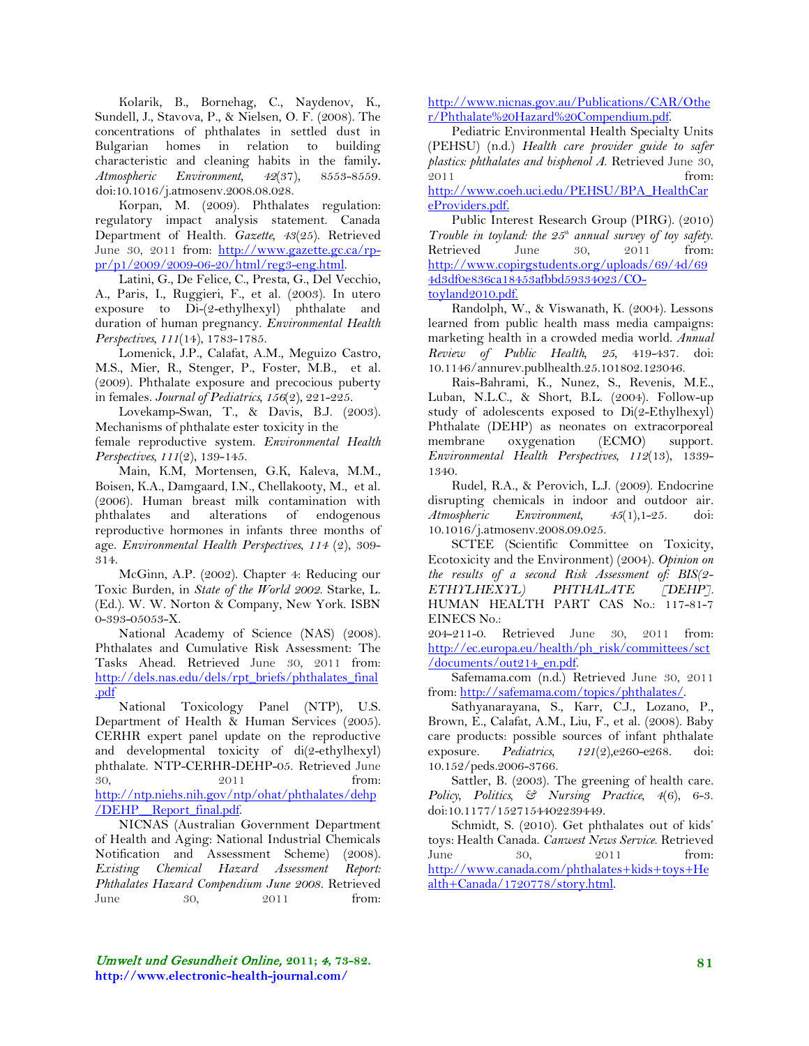Kolarik, B., Bornehag, C., Naydenov, K., Sundell, J., Stavova, P., & Nielsen, O. F. (2008). The concentrations of phthalates in settled dust in Bulgarian homes in relation to building characteristic and cleaning habits in the family**.** *Atmospheric Environment*, *42*(37), 8553-8559. doi:10.1016/j.atmosenv.2008.08.028.

Korpan, M. (2009). Phthalates regulation: regulatory impact analysis statement. Canada Department of Health. *Gazette*, *43*(25). Retrieved June 30, 2011 from: http://www.gazette.gc.ca/rp-pr/p1/2009/2009-06-20/html/reg3-eng.html.

Latini, G., De Felice, C., Presta, G., Del Vecchio, A., Paris, I., Ruggieri, F., et al. (2003). In utero exposure to Di-(2-ethylhexyl) phthalate and duration of human pregnancy. *Environmental Health Perspectives*, *111*(14), 1783-1785.

Lomenick, J.P., Calafat, A.M., Meguizo Castro, M.S., Mier, R., Stenger, P., Foster, M.B., et al. (2009). Phthalate exposure and precocious puberty in females. *Journal of Pediatrics*, *156*(2), 221-225.

Lovekamp-Swan, T., & Davis, B.J. (2003). Mechanisms of phthalate ester toxicity in the female reproductive system. *Environmental Health Perspectives*, *111*(2), 139-145.

Main, K.M, Mortensen, G.K, Kaleva, M.M., Boisen, K.A., Damgaard, I.N., Chellakooty, M., et al. (2006). Human breast milk contamination with phthalates and alterations of endogenous reproductive hormones in infants three months of age. *Environmental Health Perspectives*, *114* (2), 309-314.

McGinn, A.P. (2002). Chapter 4: Reducing our Toxic Burden, in *State of the World 2002*. Starke, L. (Ed.). W. W. Norton & Company, New York. ISBN 0-393-05053-X.

National Academy of Science (NAS) (2008). Phthalates and Cumulative Risk Assessment: The Tasks Ahead. Retrieved June 30, 2011 from: http://dels.nas.edu/dels/rpt_briefs/phthalates_final.pdf

National Toxicology Panel (NTP), U.S. Department of Health & Human Services (2005). CERHR expert panel update on the reproductive and developmental toxicity of di(2-ethylhexyl) phthalate. NTP-CERHR-DEHP-05. Retrieved June 30, 2011 from: http://ntp.niehs.nih.gov/ntp/ohat/phthalates/dehp/DEHP__Report_final.pdf.

NICNAS (Australian Government Department of Health and Aging: National Industrial Chemicals Notification and Assessment Scheme) (2008). *Existing Chemical Hazard Assessment Report: Phthalates Hazard Compendium June 2008*. Retrieved June 30, 2011 from: http://www.nicnas.gov.au/Publications/CAR/Other/Phthalate%20Hazard%20Compendium.pdf.

Pediatric Environmental Health Specialty Units (PEHSU) (n.d.) *Health care provider guide to safer plastics: phthalates and bisphenol A*. Retrieved June 30, 2011 from: http://www.coeh.uci.edu/PEHSU/BPA_HealthCareProviders.pdf.

Public Interest Research Group (PIRG). (2010) *Trouble in toyland: the 25th annual survey of toy safety.* Retrieved June 30, 2011 from: http://www.copirgstudents.org/uploads/69/4d/694d3df0e836ca18453afbbd59334023/CO-toyland2010.pdf.

Randolph, W., & Viswanath, K. (2004). Lessons learned from public health mass media campaigns: marketing health in a crowded media world. *Annual Review of Public Health*, *25*, 419-437. doi: 10.1146/annurev.publhealth.25.101802.123046.

Rais-Bahrami, K., Nunez, S., Revenis, M.E., Luban, N.L.C., & Short, B.L. (2004). Follow-up study of adolescents exposed to Di(2-Ethylhexyl) Phthalate (DEHP) as neonates on extracorporeal membrane oxygenation (ECMO) support. *Environmental Health Perspectives*, *112*(13), 1339-1340.

Rudel, R.A., & Perovich, L.J. (2009). Endocrine disrupting chemicals in indoor and outdoor air. *Atmospheric Environment*, *43*(1),1-25. doi: 10.1016/j.atmosenv.2008.09.025.

SCTEE (Scientific Committee on Toxicity, Ecotoxicity and the Environment) (2004). *Opinion on the results of a second Risk Assessment of: BIS(2-ETHYLHEXYL) PHTHALATE [DEHP]*. HUMAN HEALTH PART CAS No.: 117-81-7 EINECS No.: 204-211-0. Retrieved June 30, 2011 from: http://ec.europa.eu/health/ph_risk/committees/sct/documents/out214_en.pdf.

Safemama.com (n.d.) Retrieved June 30, 2011 from: http://safemama.com/topics/phthalates/.

Sathyanarayana, S., Karr, C.J., Lozano, P., Brown, E., Calafat, A.M., Liu, F., et al. (2008). Baby care products: possible sources of infant phthalate exposure. *Pediatrics*, *121*(2),e260-e268. doi: 10.152/peds.2006-3766.

Sattler, B. (2003). The greening of health care. *Policy, Politics, & Nursing Practice*, *4*(6), 6-3. doi:10.1177/1527154402239449.

Schmidt, S. (2010). Get phthalates out of kids' toys: Health Canada. *Canwest News Service*. Retrieved June 30, 2011 from: http://www.canada.com/phthalates+kids+toys+Health+Canada/1720778/story.html.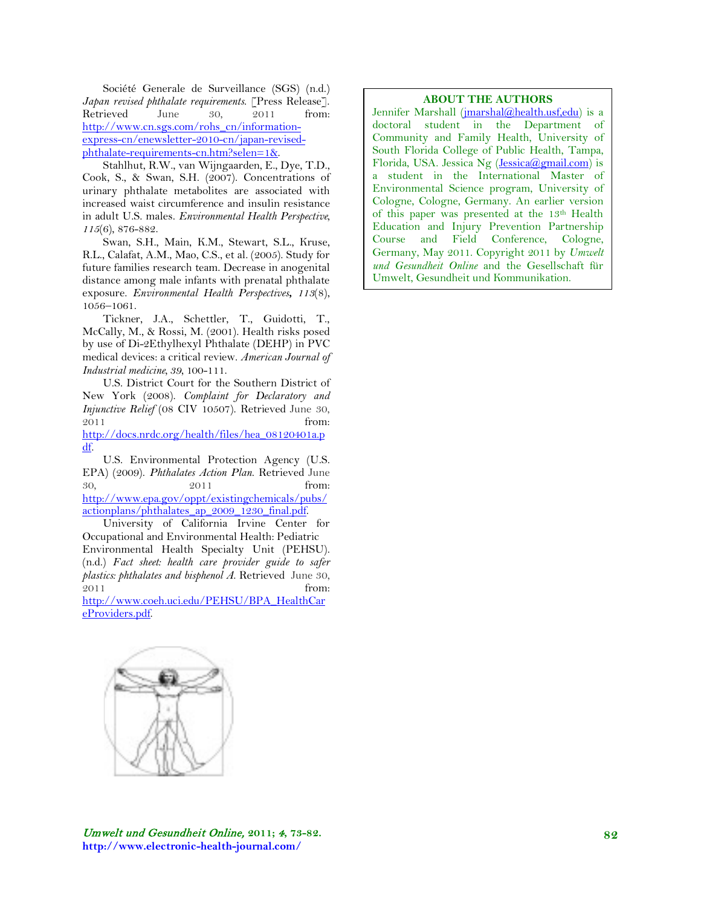Société Generale de Surveillance (SGS) (n.d.) *Japan revised phthalate requirements.* [Press Release]. Retrieved June 30, 2011 from: http://www.cn.sgs.com/rohs_cn/information-express-cn/enewsletter-2010-cn/japan-revised-phthalate-requirements-cn.htm?selen=1&.

Stahlhut, R.W., van Wijngaarden, E., Dye, T.D., Cook, S., & Swan, S.H. (2007). Concentrations of urinary phthalate metabolites are associated with increased waist circumference and insulin resistance in adult U.S. males. *Environmental Health Perspective, 115*(6), 876-882.

Swan, S.H., Main, K.M., Stewart, S.L., Kruse, R.L., Calafat, A.M., Mao, C.S., et al. (2005). Study for future families research team. Decrease in anogenital distance among male infants with prenatal phthalate exposure. *Environmental Health Perspectives***,** *113*(8), 1056–1061.

Tickner, J.A., Schettler, T., Guidotti, T., McCally, M., & Rossi, M. (2001). Health risks posed by use of Di-2Ethylhexyl Phthalate (DEHP) in PVC medical devices: a critical review. *American Journal of Industrial medicine, 39*, 100-111.

U.S. District Court for the Southern District of New York (2008). *Complaint for Declaratory and Injunctive Relief* (08 CIV 10507). Retrieved June 30, 2011 from: http://docs.nrdc.org/health/files/hea_08120401a.pdf.

U.S. Environmental Protection Agency (U.S. EPA) (2009). *Phthalates Action Plan.* Retrieved June 30, 2011 from: http://www.epa.gov/oppt/existingchemicals/pubs/actionplans/phthalates_ap_2009_1230_final.pdf.

University of California Irvine Center for Occupational and Environmental Health: Pediatric Environmental Health Specialty Unit (PEHSU). (n.d.) *Fact sheet: health care provider guide to safer plastics: phthalates and bisphenol A.* Retrieved June 30, 2011 from: http://www.coeh.uci.edu/PEHSU/BPA_HealthCareProviders.pdf.

**ABOUT THE AUTHORS**

Jennifer Marshall (jmarshal@health.usf,edu) is a doctoral student in the Department of Community and Family Health, University of South Florida College of Public Health, Tampa, Florida, USA. Jessica Ng (Jessica@gmail.com) is a student in the International Master of Environmental Science program, University of Cologne, Cologne, Germany. An earlier version of this paper was presented at the 13th Health Education and Injury Prevention Partnership Course and Field Conference, Cologne, Germany, May 2011. Copyright 2011 by *Umwelt und Gesundheit Online* and the Gesellschaft für Umwelt, Gesundheit und Kommunikation.